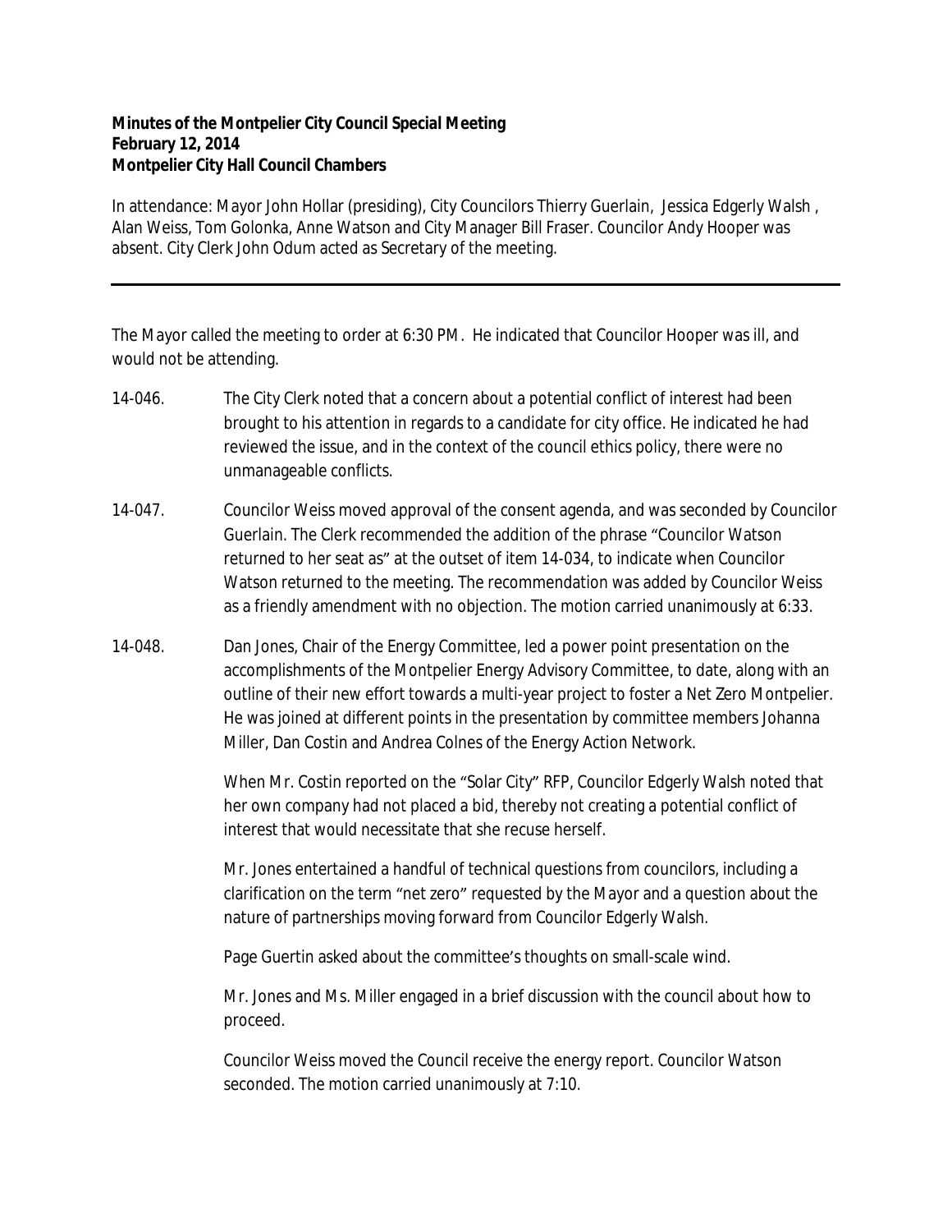**Minutes of the Montpelier City Council Special Meeting**
**February 12, 2014**
**Montpelier City Hall Council Chambers**

In attendance: Mayor John Hollar (presiding), City Councilors Thierry Guerlain, Jessica Edgerly Walsh , Alan Weiss, Tom Golonka, Anne Watson and City Manager Bill Fraser. Councilor Andy Hooper was absent. City Clerk John Odum acted as Secretary of the meeting.

---

The Mayor called the meeting to order at 6:30 PM. He indicated that Councilor Hooper was ill, and would not be attending.

14-046. The City Clerk noted that a concern about a potential conflict of interest had been brought to his attention in regards to a candidate for city office. He indicated he had reviewed the issue, and in the context of the council ethics policy, there were no unmanageable conflicts.

14-047. Councilor Weiss moved approval of the consent agenda, and was seconded by Councilor Guerlain. The Clerk recommended the addition of the phrase "Councilor Watson returned to her seat as" at the outset of item 14-034, to indicate when Councilor Watson returned to the meeting. The recommendation was added by Councilor Weiss as a friendly amendment with no objection. The motion carried unanimously at 6:33.

14-048. Dan Jones, Chair of the Energy Committee, led a power point presentation on the accomplishments of the Montpelier Energy Advisory Committee, to date, along with an outline of their new effort towards a multi-year project to foster a Net Zero Montpelier. He was joined at different points in the presentation by committee members Johanna Miller, Dan Costin and Andrea Colnes of the Energy Action Network.

When Mr. Costin reported on the "Solar City" RFP, Councilor Edgerly Walsh noted that her own company had not placed a bid, thereby not creating a potential conflict of interest that would necessitate that she recuse herself.

Mr. Jones entertained a handful of technical questions from councilors, including a clarification on the term "net zero" requested by the Mayor and a question about the nature of partnerships moving forward from Councilor Edgerly Walsh.

Page Guertin asked about the committee's thoughts on small-scale wind.

Mr. Jones and Ms. Miller engaged in a brief discussion with the council about how to proceed.

Councilor Weiss moved the Council receive the energy report. Councilor Watson seconded. The motion carried unanimously at 7:10.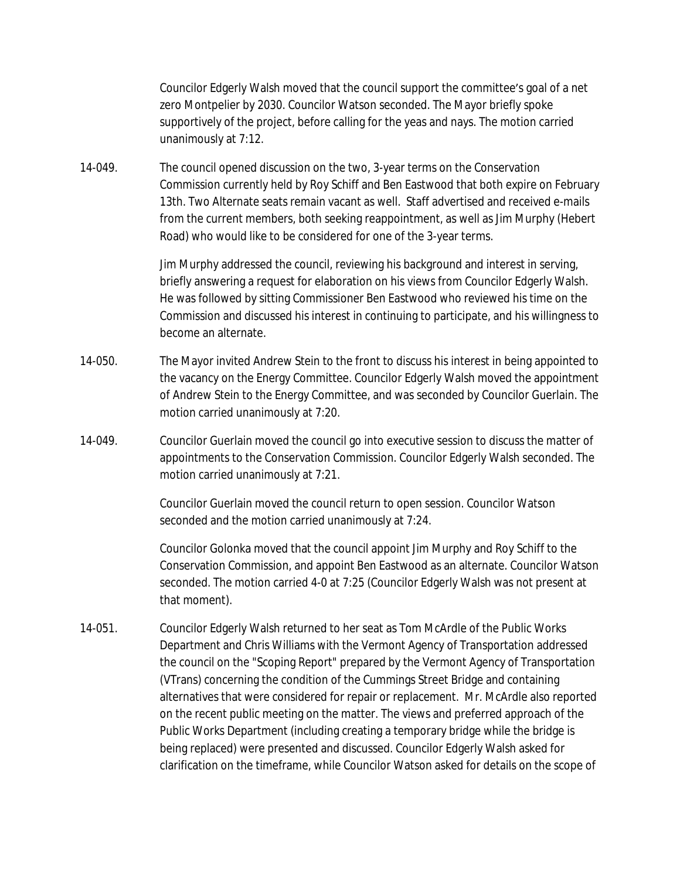Councilor Edgerly Walsh moved that the council support the committee's goal of a net zero Montpelier by 2030. Councilor Watson seconded. The Mayor briefly spoke supportively of the project, before calling for the yeas and nays. The motion carried unanimously at 7:12.

14-049. The council opened discussion on the two, 3-year terms on the Conservation Commission currently held by Roy Schiff and Ben Eastwood that both expire on February 13th. Two Alternate seats remain vacant as well. Staff advertised and received e-mails from the current members, both seeking reappointment, as well as Jim Murphy (Hebert Road) who would like to be considered for one of the 3-year terms.

Jim Murphy addressed the council, reviewing his background and interest in serving, briefly answering a request for elaboration on his views from Councilor Edgerly Walsh. He was followed by sitting Commissioner Ben Eastwood who reviewed his time on the Commission and discussed his interest in continuing to participate, and his willingness to become an alternate.

14-050. The Mayor invited Andrew Stein to the front to discuss his interest in being appointed to the vacancy on the Energy Committee. Councilor Edgerly Walsh moved the appointment of Andrew Stein to the Energy Committee, and was seconded by Councilor Guerlain. The motion carried unanimously at 7:20.

14-049. Councilor Guerlain moved the council go into executive session to discuss the matter of appointments to the Conservation Commission. Councilor Edgerly Walsh seconded. The motion carried unanimously at 7:21.

Councilor Guerlain moved the council return to open session. Councilor Watson seconded and the motion carried unanimously at 7:24.

Councilor Golonka moved that the council appoint Jim Murphy and Roy Schiff to the Conservation Commission, and appoint Ben Eastwood as an alternate. Councilor Watson seconded. The motion carried 4-0 at 7:25 (Councilor Edgerly Walsh was not present at that moment).

14-051. Councilor Edgerly Walsh returned to her seat as Tom McArdle of the Public Works Department and Chris Williams with the Vermont Agency of Transportation addressed the council on the "Scoping Report" prepared by the Vermont Agency of Transportation (VTrans) concerning the condition of the Cummings Street Bridge and containing alternatives that were considered for repair or replacement. Mr. McArdle also reported on the recent public meeting on the matter. The views and preferred approach of the Public Works Department (including creating a temporary bridge while the bridge is being replaced) were presented and discussed. Councilor Edgerly Walsh asked for clarification on the timeframe, while Councilor Watson asked for details on the scope of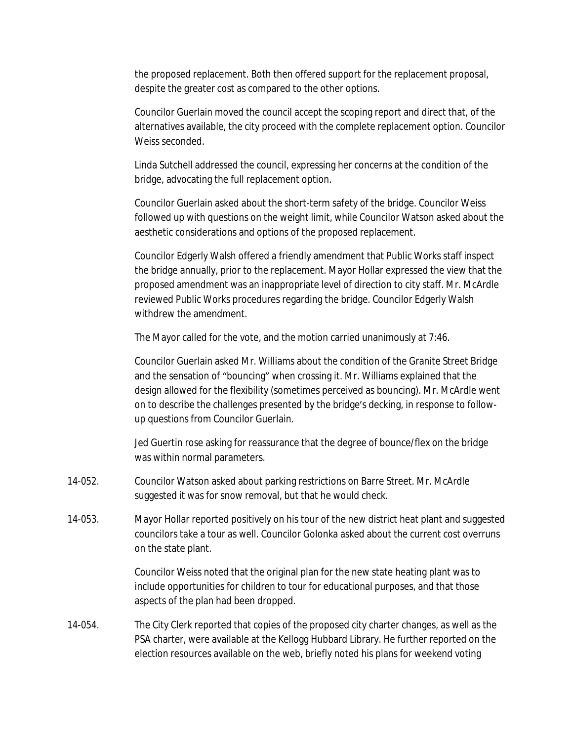the proposed replacement. Both then offered support for the replacement proposal, despite the greater cost as compared to the other options.

Councilor Guerlain moved the council accept the scoping report and direct that, of the alternatives available, the city proceed with the complete replacement option. Councilor Weiss seconded.

Linda Sutchell addressed the council, expressing her concerns at the condition of the bridge, advocating the full replacement option.

Councilor Guerlain asked about the short-term safety of the bridge. Councilor Weiss followed up with questions on the weight limit, while Councilor Watson asked about the aesthetic considerations and options of the proposed replacement.

Councilor Edgerly Walsh offered a friendly amendment that Public Works staff inspect the bridge annually, prior to the replacement. Mayor Hollar expressed the view that the proposed amendment was an inappropriate level of direction to city staff. Mr. McArdle reviewed Public Works procedures regarding the bridge. Councilor Edgerly Walsh withdrew the amendment.

The Mayor called for the vote, and the motion carried unanimously at 7:46.

Councilor Guerlain asked Mr. Williams about the condition of the Granite Street Bridge and the sensation of "bouncing" when crossing it. Mr. Williams explained that the design allowed for the flexibility (sometimes perceived as bouncing). Mr. McArdle went on to describe the challenges presented by the bridge's decking, in response to follow-up questions from Councilor Guerlain.

Jed Guertin rose asking for reassurance that the degree of bounce/flex on the bridge was within normal parameters.

14-052. Councilor Watson asked about parking restrictions on Barre Street. Mr. McArdle suggested it was for snow removal, but that he would check.

14-053. Mayor Hollar reported positively on his tour of the new district heat plant and suggested councilors take a tour as well. Councilor Golonka asked about the current cost overruns on the state plant.

Councilor Weiss noted that the original plan for the new state heating plant was to include opportunities for children to tour for educational purposes, and that those aspects of the plan had been dropped.

14-054. The City Clerk reported that copies of the proposed city charter changes, as well as the PSA charter, were available at the Kellogg Hubbard Library. He further reported on the election resources available on the web, briefly noted his plans for weekend voting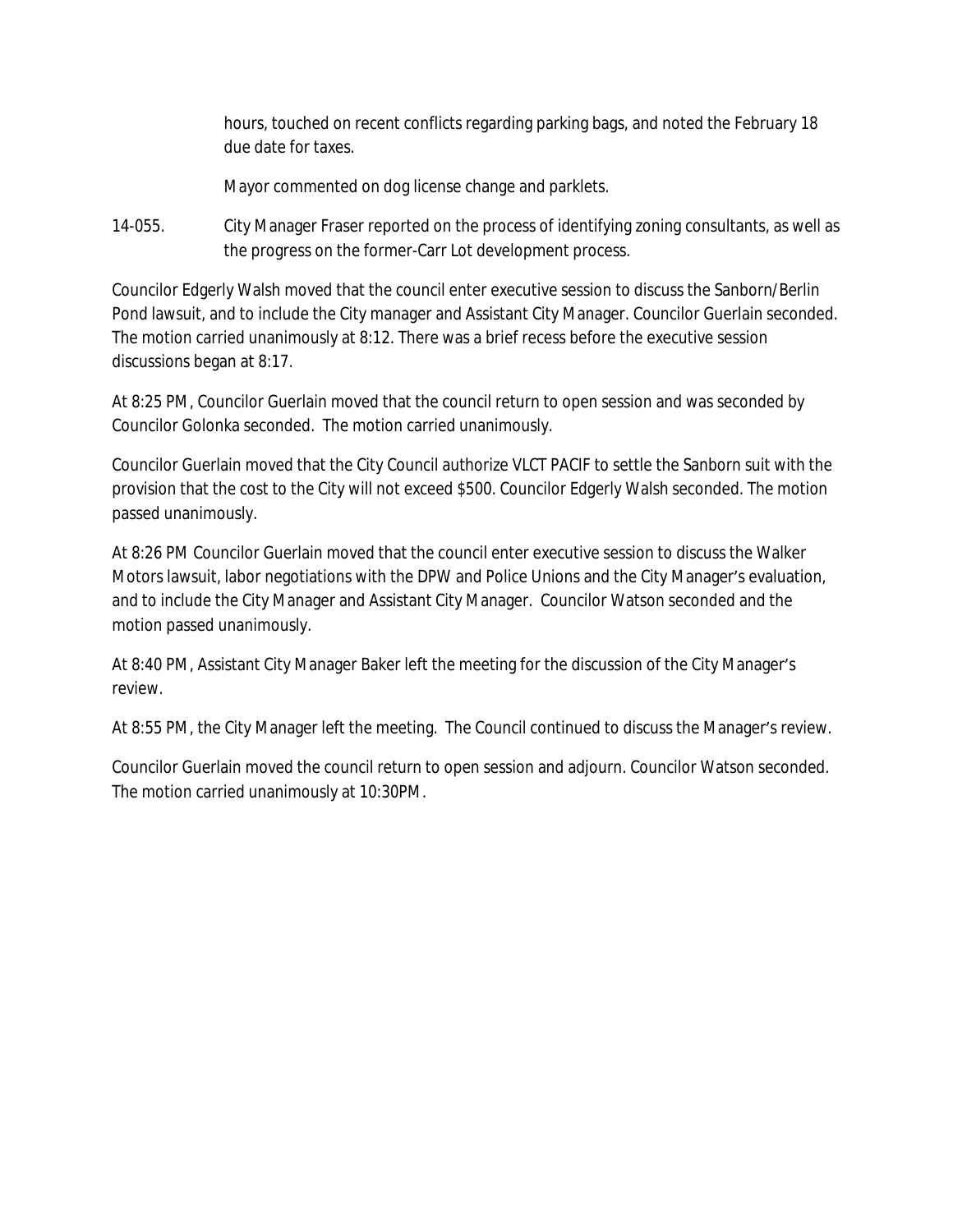hours, touched on recent conflicts regarding parking bags, and noted the February 18 due date for taxes.

Mayor commented on dog license change and parklets.

14-055. City Manager Fraser reported on the process of identifying zoning consultants, as well as the progress on the former-Carr Lot development process.

Councilor Edgerly Walsh moved that the council enter executive session to discuss the Sanborn/Berlin Pond lawsuit, and to include the City manager and Assistant City Manager. Councilor Guerlain seconded. The motion carried unanimously at 8:12. There was a brief recess before the executive session discussions began at 8:17.

At 8:25 PM, Councilor Guerlain moved that the council return to open session and was seconded by Councilor Golonka seconded. The motion carried unanimously.

Councilor Guerlain moved that the City Council authorize VLCT PACIF to settle the Sanborn suit with the provision that the cost to the City will not exceed $500. Councilor Edgerly Walsh seconded. The motion passed unanimously.

At 8:26 PM Councilor Guerlain moved that the council enter executive session to discuss the Walker Motors lawsuit, labor negotiations with the DPW and Police Unions and the City Manager's evaluation, and to include the City Manager and Assistant City Manager. Councilor Watson seconded and the motion passed unanimously.

At 8:40 PM, Assistant City Manager Baker left the meeting for the discussion of the City Manager's review.

At 8:55 PM, the City Manager left the meeting. The Council continued to discuss the Manager's review.

Councilor Guerlain moved the council return to open session and adjourn. Councilor Watson seconded. The motion carried unanimously at 10:30PM.